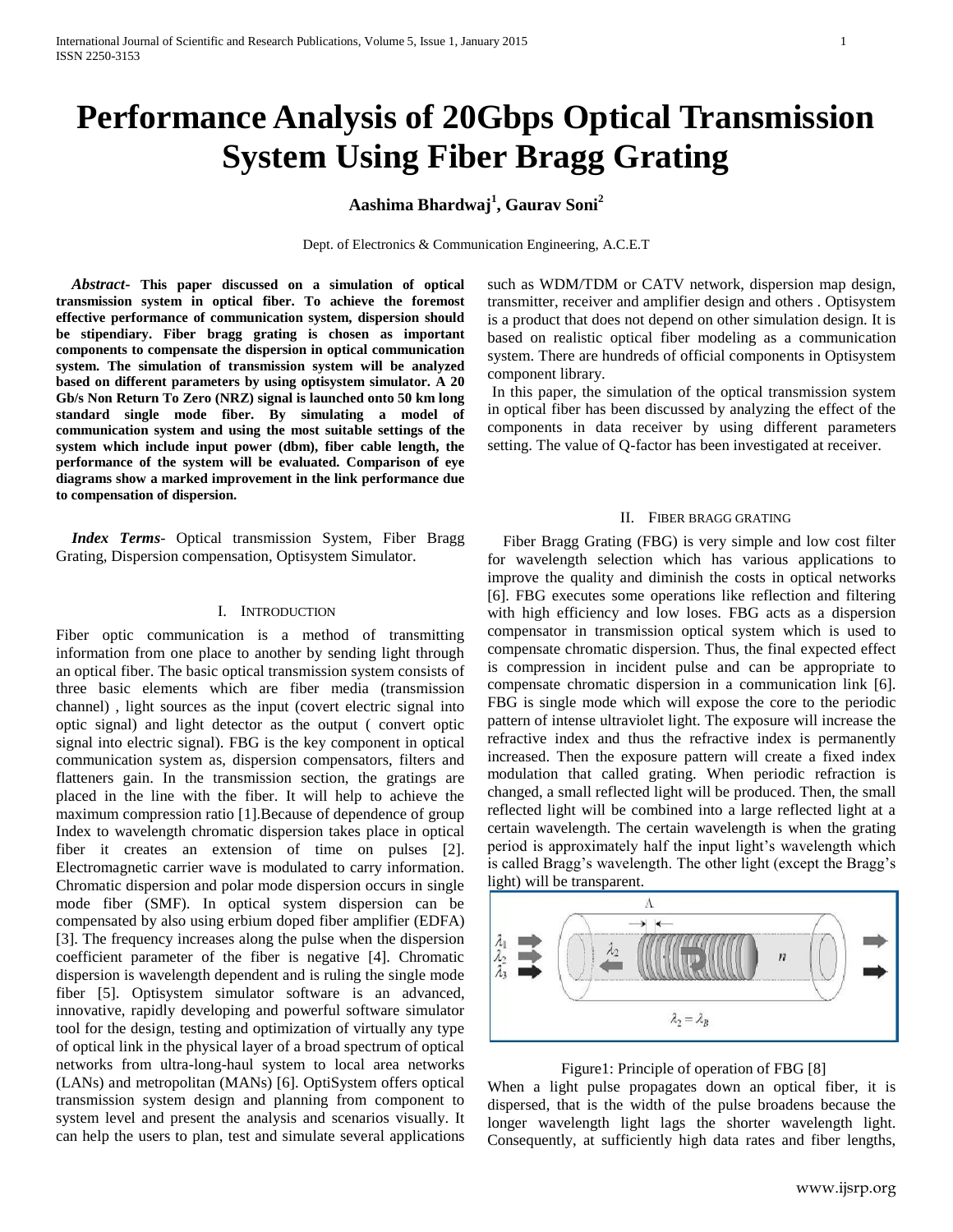# Performance Analysis of 20Gbps Optical Transmission System Using Fiber Bragg Grating

**Aashima Bhardwaj[1], Gaurav Soni[2]**

Dept. of Electronics & Communication Engineering, A.C.E.T

***Abstract*- This paper discussed on a simulation of optical transmission system in optical fiber. To achieve the foremost effective performance of communication system, dispersion should be stipendiary. Fiber bragg grating is chosen as important components to compensate the dispersion in optical communication system. The simulation of transmission system will be analyzed based on different parameters by using optisystem simulator. A 20 Gb/s Non Return To Zero (NRZ) signal is launched onto 50 km long standard single mode fiber. By simulating a model of communication system and using the most suitable settings of the system which include input power (dbm), fiber cable length, the performance of the system will be evaluated. Comparison of eye diagrams show a marked improvement in the link performance due to compensation of dispersion.**

***Index Terms*-** Optical transmission System, Fiber Bragg Grating, Dispersion compensation, Optisystem Simulator.

## I. Introduction

Fiber optic communication is a method of transmitting information from one place to another by sending light through an optical fiber. The basic optical transmission system consists of three basic elements which are fiber media (transmission channel) , light sources as the input (covert electric signal into optic signal) and light detector as the output ( convert optic signal into electric signal). FBG is the key component in optical communication system as, dispersion compensators, filters and flatteners gain. In the transmission section, the gratings are placed in the line with the fiber. It will help to achieve the maximum compression ratio [1].Because of dependence of group Index to wavelength chromatic dispersion takes place in optical fiber it creates an extension of time on pulses [2]. Electromagnetic carrier wave is modulated to carry information. Chromatic dispersion and polar mode dispersion occurs in single mode fiber (SMF). In optical system dispersion can be compensated by also using erbium doped fiber amplifier (EDFA) [3]. The frequency increases along the pulse when the dispersion coefficient parameter of the fiber is negative [4]. Chromatic dispersion is wavelength dependent and is ruling the single mode fiber [5]. Optisystem simulator software is an advanced, innovative, rapidly developing and powerful software simulator tool for the design, testing and optimization of virtually any type of optical link in the physical layer of a broad spectrum of optical networks from ultra-long-haul system to local area networks (LANs) and metropolitan (MANs) [6]. OptiSystem offers optical transmission system design and planning from component to system level and present the analysis and scenarios visually. It can help the users to plan, test and simulate several applications such as WDM/TDM or CATV network, dispersion map design, transmitter, receiver and amplifier design and others . Optisystem is a product that does not depend on other simulation design. It is based on realistic optical fiber modeling as a communication system. There are hundreds of official components in Optisystem component library.

In this paper, the simulation of the optical transmission system in optical fiber has been discussed by analyzing the effect of the components in data receiver by using different parameters setting. The value of Q-factor has been investigated at receiver.

## II. Fiber Bragg Grating

Fiber Bragg Grating (FBG) is very simple and low cost filter for wavelength selection which has various applications to improve the quality and diminish the costs in optical networks [6]. FBG executes some operations like reflection and filtering with high efficiency and low loses. FBG acts as a dispersion compensator in transmission optical system which is used to compensate chromatic dispersion. Thus, the final expected effect is compression in incident pulse and can be appropriate to compensate chromatic dispersion in a communication link [6]. FBG is single mode which will expose the core to the periodic pattern of intense ultraviolet light. The exposure will increase the refractive index and thus the refractive index is permanently increased. Then the exposure pattern will create a fixed index modulation that called grating. When periodic refraction is changed, a small reflected light will be produced. Then, the small reflected light will be combined into a large reflected light at a certain wavelength. The certain wavelength is when the grating period is approximately half the input light's wavelength which is called Bragg's wavelength. The other light (except the Bragg's light) will be transparent.

Figure1: Principle of operation of FBG [8]

When a light pulse propagates down an optical fiber, it is dispersed, that is the width of the pulse broadens because the longer wavelength light lags the shorter wavelength light. Consequently, at sufficiently high data rates and fiber lengths,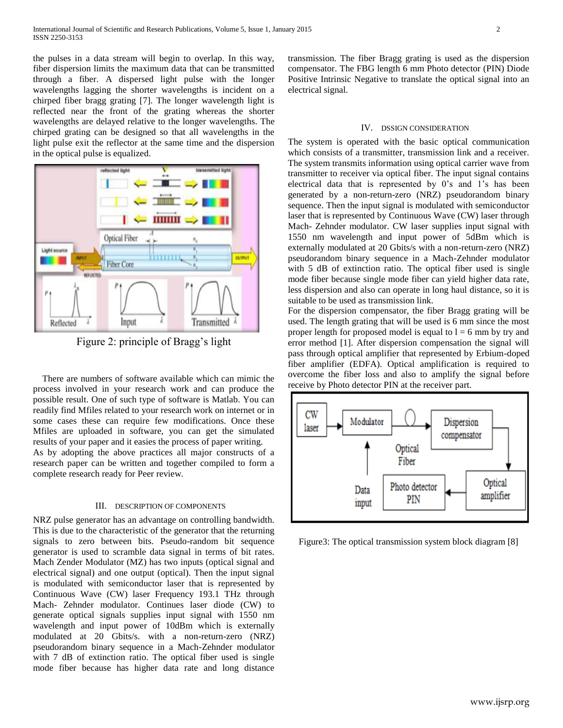the pulses in a data stream will begin to overlap. In this way, fiber dispersion limits the maximum data that can be transmitted through a fiber. A dispersed light pulse with the longer wavelengths lagging the shorter wavelengths is incident on a chirped fiber bragg grating [7]. The longer wavelength light is reflected near the front of the grating whereas the shorter wavelengths are delayed relative to the longer wavelengths. The chirped grating can be designed so that all wavelengths in the light pulse exit the reflector at the same time and the dispersion in the optical pulse is equalized.

Figure 2: principle of Bragg's light

There are numbers of software available which can mimic the process involved in your research work and can produce the possible result. One of such type of software is Matlab. You can readily find Mfiles related to your research work on internet or in some cases these can require few modifications. Once these Mfiles are uploaded in software, you can get the simulated results of your paper and it eases the process of paper writing.
As by adopting the above practices all major constructs of a research paper can be written and together compiled to form a complete research ready for Peer review.

## III. DESCRIPTION OF COMPONENTS

NRZ pulse generator has an advantage on controlling bandwidth. This is due to the characteristic of the generator that the returning signals to zero between bits. Pseudo-random bit sequence generator is used to scramble data signal in terms of bit rates. Mach Zender Modulator (MZ) has two inputs (optical signal and electrical signal) and one output (optical). Then the input signal is modulated with semiconductor laser that is represented by Continuous Wave (CW) laser Frequency 193.1 THz through Mach- Zehnder modulator. Continues laser diode (CW) to generate optical signals supplies input signal with 1550 nm wavelength and input power of 10dBm which is externally modulated at 20 Gbits/s. with a non-return-zero (NRZ) pseudorandom binary sequence in a Mach-Zehnder modulator with 7 dB of extinction ratio. The optical fiber used is single mode fiber because has higher data rate and long distance transmission. The fiber Bragg grating is used as the dispersion compensator. The FBG length 6 mm Photo detector (PIN) Diode Positive Intrinsic Negative to translate the optical signal into an electrical signal.

## IV. DSSIGN CONSIDERATION

The system is operated with the basic optical communication which consists of a transmitter, transmission link and a receiver. The system transmits information using optical carrier wave from transmitter to receiver via optical fiber. The input signal contains electrical data that is represented by 0's and 1's has been generated by a non-return-zero (NRZ) pseudorandom binary sequence. Then the input signal is modulated with semiconductor laser that is represented by Continuous Wave (CW) laser through Mach- Zehnder modulator. CW laser supplies input signal with 1550 nm wavelength and input power of 5dBm which is externally modulated at 20 Gbits/s with a non-return-zero (NRZ) pseudorandom binary sequence in a Mach-Zehnder modulator with 5 dB of extinction ratio. The optical fiber used is single mode fiber because single mode fiber can yield higher data rate, less dispersion and also can operate in long haul distance, so it is suitable to be used as transmission link.
For the dispersion compensator, the fiber Bragg grating will be used. The length grating that will be used is 6 mm since the most proper length for proposed model is equal to l = 6 mm by try and error method [1]. After dispersion compensation the signal will pass through optical amplifier that represented by Erbium-doped fiber amplifier (EDFA). Optical amplification is required to overcome the fiber loss and also to amplify the signal before receive by Photo detector PIN at the receiver part.

Figure3: The optical transmission system block diagram [8]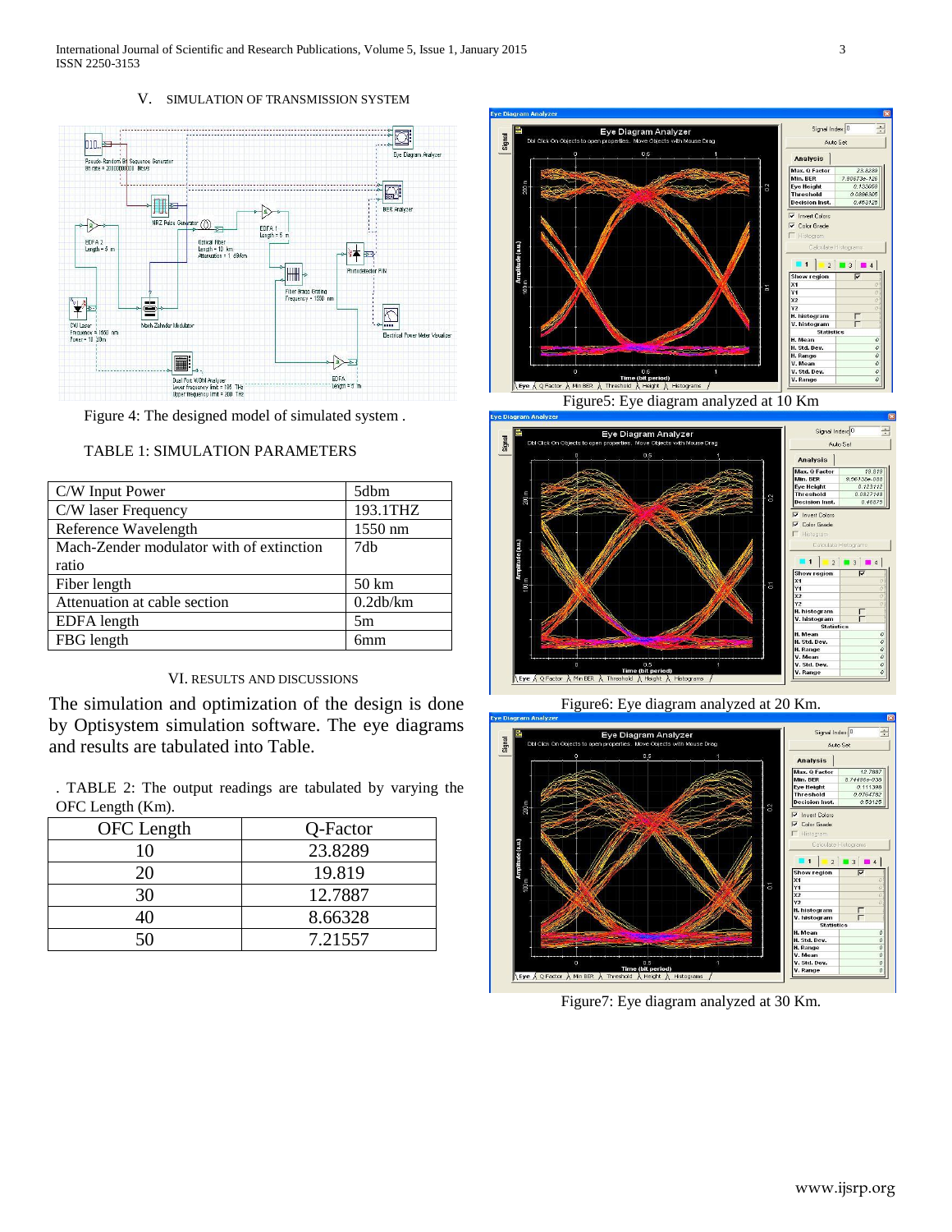## V. SIMULATION OF TRANSMISSION SYSTEM

Figure 4: The designed model of simulated system .

TABLE 1: SIMULATION PARAMETERS

| | |
|---|---|
| C/W Input Power | 5dbm |
| C/W laser Frequency | 193.1THZ |
| Reference Wavelength | 1550 nm |
| Mach-Zender modulator with of extinction ratio | 7db |
| Fiber length | 50 km |
| Attenuation at cable section | 0.2db/km |
| EDFA length | 5m |
| FBG length | 6mm |

## VI. RESULTS AND DISCUSSIONS

The simulation and optimization of the design is done by Optisystem simulation software. The eye diagrams and results are tabulated into Table.

. TABLE 2: The output readings are tabulated by varying the OFC Length (Km).

| OFC Length | Q-Factor |
|---|---|
| 10 | 23.8289 |
| 20 | 19.819 |
| 30 | 12.7887 |
| 40 | 8.66328 |
| 50 | 7.21557 |

Figure5: Eye diagram analyzed at 10 Km

Figure6: Eye diagram analyzed at 20 Km.

Figure7: Eye diagram analyzed at 30 Km.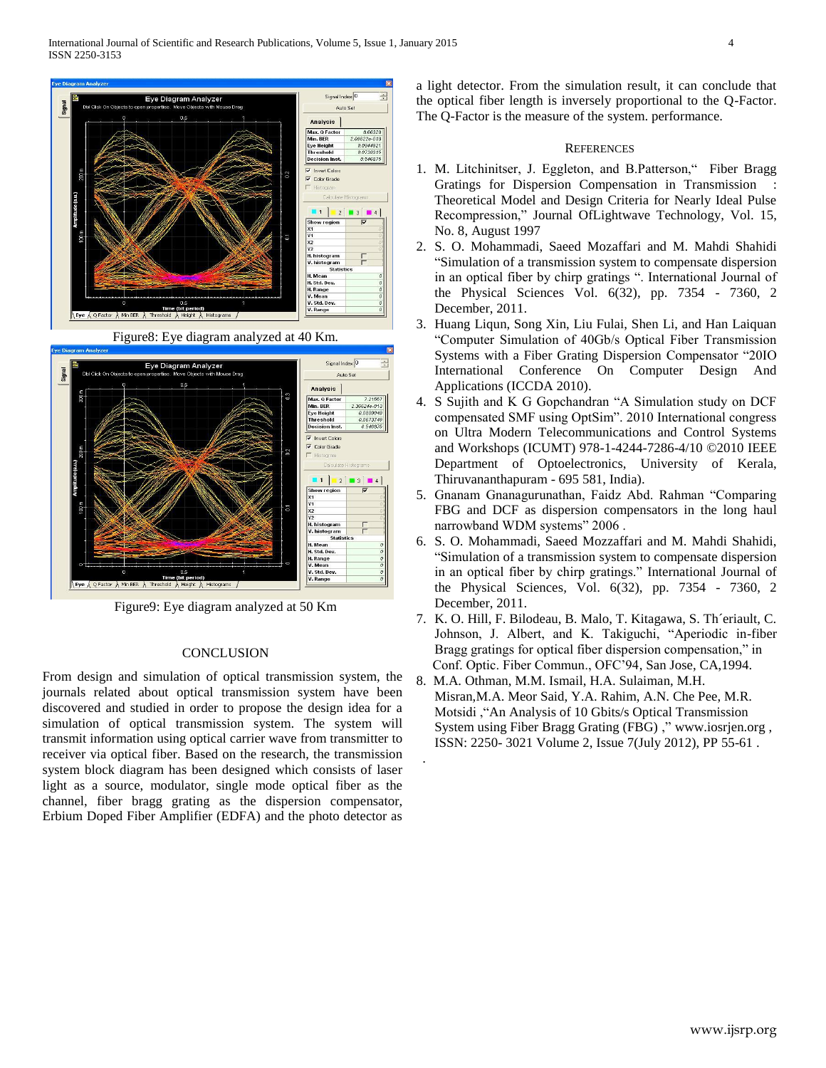Figure8: Eye diagram analyzed at 40 Km.

Figure9: Eye diagram analyzed at 50 Km

## CONCLUSION

From design and simulation of optical transmission system, the journals related about optical transmission system have been discovered and studied in order to propose the design idea for a simulation of optical transmission system. The system will transmit information using optical carrier wave from transmitter to receiver via optical fiber. Based on the research, the transmission system block diagram has been designed which consists of laser light as a source, modulator, single mode optical fiber as the channel, fiber bragg grating as the dispersion compensator, Erbium Doped Fiber Amplifier (EDFA) and the photo detector as a light detector. From the simulation result, it can conclude that the optical fiber length is inversely proportional to the Q-Factor. The Q-Factor is the measure of the system. performance.

## REFERENCES

1. M. Litchinitser, J. Eggleton, and B.Patterson," Fiber Bragg Gratings for Dispersion Compensation in Transmission : Theoretical Model and Design Criteria for Nearly Ideal Pulse Recompression," Journal OfLightwave Technology, Vol. 15, No. 8, August 1997
2. S. O. Mohammadi, Saeed Mozaffari and M. Mahdi Shahidi "Simulation of a transmission system to compensate dispersion in an optical fiber by chirp gratings ". International Journal of the Physical Sciences Vol. 6(32), pp. 7354 - 7360, 2 December, 2011.
3. Huang Liqun, Song Xin, Liu Fulai, Shen Li, and Han Laiquan "Computer Simulation of 40Gb/s Optical Fiber Transmission Systems with a Fiber Grating Dispersion Compensator "20IO International Conference On Computer Design And Applications (ICCDA 2010).
4. S Sujith and K G Gopchandran "A Simulation study on DCF compensated SMF using OptSim". 2010 International congress on Ultra Modern Telecommunications and Control Systems and Workshops (ICUMT) 978-1-4244-7286-4/10 ©2010 IEEE Department of Optoelectronics, University of Kerala, Thiruvananthapuram - 695 581, India).
5. Gnanam Gnanagurunathan, Faidz Abd. Rahman "Comparing FBG and DCF as dispersion compensators in the long haul narrowband WDM systems" 2006 .
6. S. O. Mohammadi, Saeed Mozzaffari and M. Mahdi Shahidi, "Simulation of a transmission system to compensate dispersion in an optical fiber by chirp gratings." International Journal of the Physical Sciences, Vol. 6(32), pp. 7354 - 7360, 2 December, 2011.
7. K. O. Hill, F. Bilodeau, B. Malo, T. Kitagawa, S. Th´eriault, C. Johnson, J. Albert, and K. Takiguchi, "Aperiodic in-fiber Bragg gratings for optical fiber dispersion compensation," in Conf. Optic. Fiber Commun., OFC'94, San Jose, CA,1994.
8. M.A. Othman, M.M. Ismail, H.A. Sulaiman, M.H. Misran,M.A. Meor Said, Y.A. Rahim, A.N. Che Pee, M.R. Motsidi ,"An Analysis of 10 Gbits/s Optical Transmission System using Fiber Bragg Grating (FBG) ," www.iosrjen.org , ISSN: 2250- 3021 Volume 2, Issue 7(July 2012), PP 55-61 .